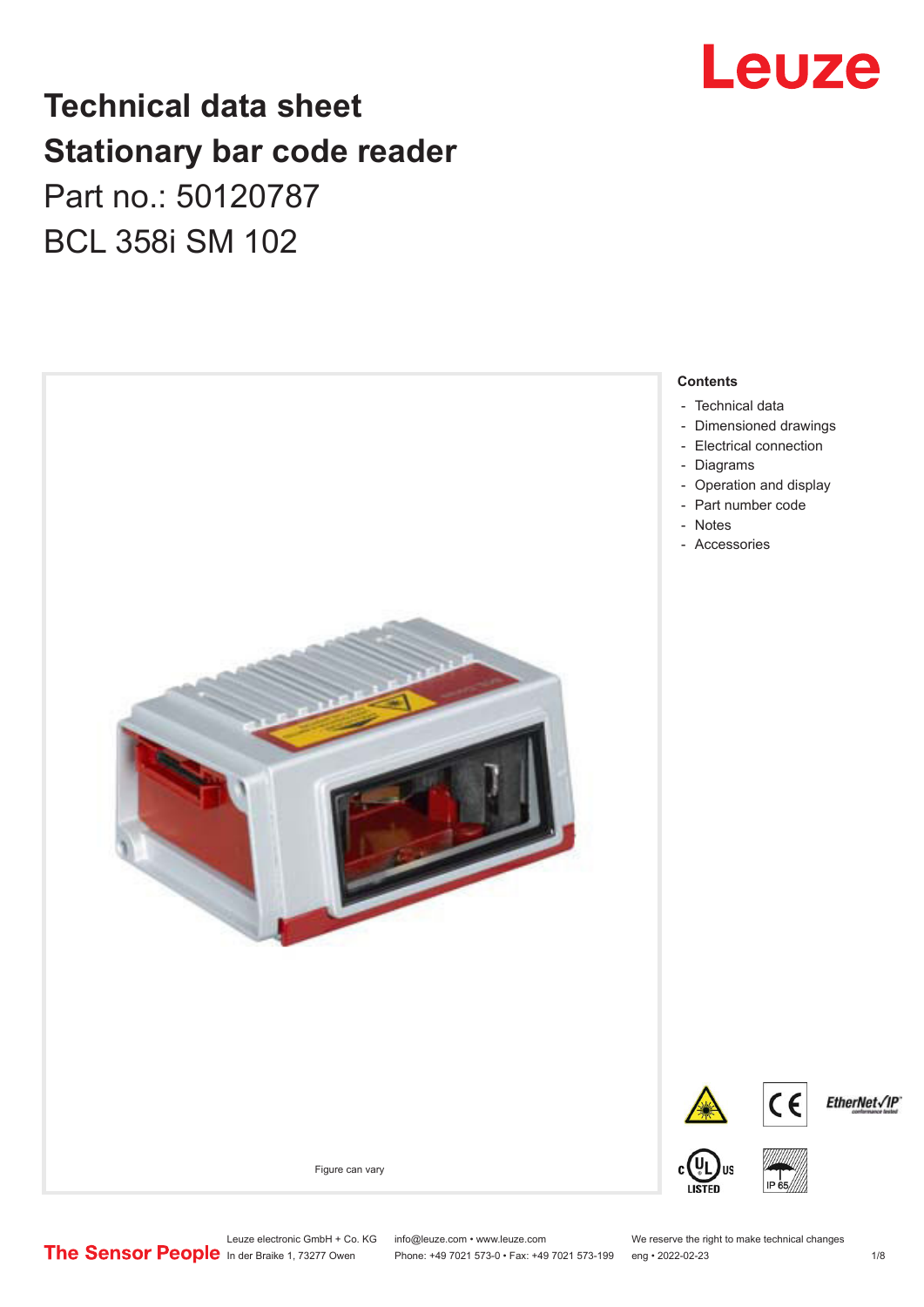# Technical data sheet
# Stationary bar code reader

Part no.: 50120787

BCL 358i SM 102

Figure can vary

**Contents**

- Technical data
- Dimensioned drawings
- Electrical connection
- Diagrams
- Operation and display
- Part number code
- Notes
- Accessories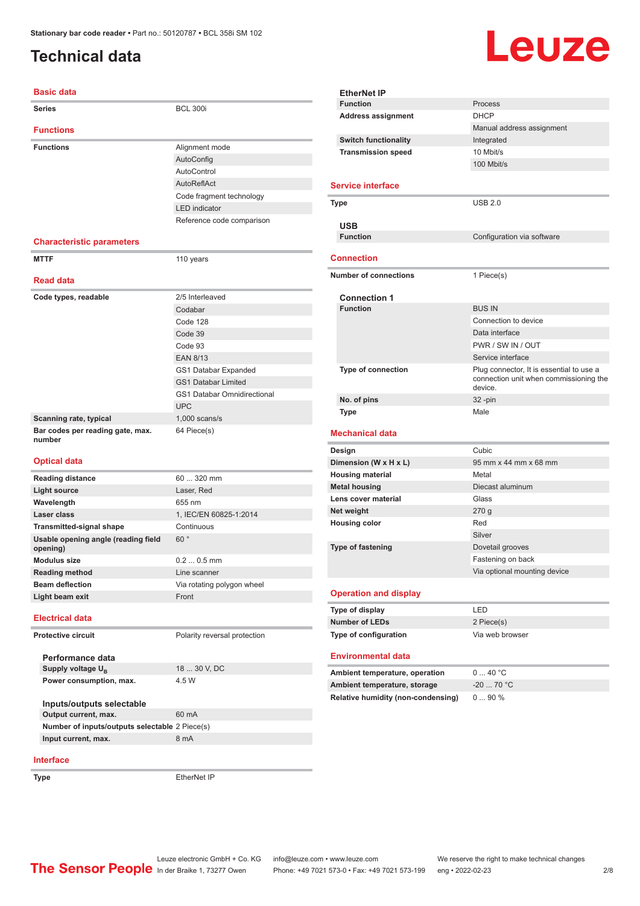# Technical data

## Basic data

| | |
|---|---|
| **Series** | BCL 300i |

## Functions

| | |
|---|---|
| **Functions** | Alignment mode |
| | AutoConfig |
| | AutoControl |
| | AutoReflAct |
| | Code fragment technology |
| | LED indicator |
| | Reference code comparison |

## Characteristic parameters

| | |
|---|---|
| **MTTF** | 110 years |

## Read data

| | |
|---|---|
| **Code types, readable** | 2/5 Interleaved |
| | Codabar |
| | Code 128 |
| | Code 39 |
| | Code 93 |
| | EAN 8/13 |
| | GS1 Databar Expanded |
| | GS1 Databar Limited |
| | GS1 Databar Omnidirectional |
| | UPC |
| **Scanning rate, typical** | 1,000 scans/s |
| **Bar codes per reading gate, max. number** | 64 Piece(s) |

## Optical data

| | |
|---|---|
| **Reading distance** | 60 ... 320 mm |
| **Light source** | Laser, Red |
| **Wavelength** | 655 nm |
| **Laser class** | 1, IEC/EN 60825-1:2014 |
| **Transmitted-signal shape** | Continuous |
| **Usable opening angle (reading field opening)** | 60 ° |
| **Modulus size** | 0.2 ... 0.5 mm |
| **Reading method** | Line scanner |
| **Beam deflection** | Via rotating polygon wheel |
| **Light beam exit** | Front |

## Electrical data

| | |
|---|---|
| **Protective circuit** | Polarity reversal protection |

### Performance data

| | |
|---|---|
| **Supply voltage $U_B$** | 18 ... 30 V, DC |
| **Power consumption, max.** | 4.5 W |

### Inputs/outputs selectable

| | |
|---|---|
| **Output current, max.** | 60 mA |
| **Number of inputs/outputs selectable** | 2 Piece(s) |
| **Input current, max.** | 8 mA |

## Interface

| | |
|---|---|
| **Type** | EtherNet IP |

### EtherNet IP

| | |
|---|---|
| **Function** | Process |
| **Address assignment** | DHCP |
| | Manual address assignment |
| **Switch functionality** | Integrated |
| **Transmission speed** | 10 Mbit/s |
| | 100 Mbit/s |

## Service interface

| | |
|---|---|
| **Type** | USB 2.0 |

### USB

| | |
|---|---|
| **Function** | Configuration via software |

## Connection

| | |
|---|---|
| **Number of connections** | 1 Piece(s) |

### Connection 1

| | |
|---|---|
| **Function** | BUS IN |
| | Connection to device |
| | Data interface |
| | PWR / SW IN / OUT |
| | Service interface |
| **Type of connection** | Plug connector, It is essential to use a connection unit when commissioning the device. |
| **No. of pins** | 32 -pin |
| **Type** | Male |

## Mechanical data

| | |
|---|---|
| **Design** | Cubic |
| **Dimension (W x H x L)** | 95 mm x 44 mm x 68 mm |
| **Housing material** | Metal |
| **Metal housing** | Diecast aluminum |
| **Lens cover material** | Glass |
| **Net weight** | 270 g |
| **Housing color** | Red |
| | Silver |
| **Type of fastening** | Dovetail grooves |
| | Fastening on back |
| | Via optional mounting device |

## Operation and display

| | |
|---|---|
| **Type of display** | LED |
| **Number of LEDs** | 2 Piece(s) |
| **Type of configuration** | Via web browser |

## Environmental data

| | |
|---|---|
| **Ambient temperature, operation** | 0 ... 40 °C |
| **Ambient temperature, storage** | -20 ... 70 °C |
| **Relative humidity (non-condensing)** | 0 ... 90 % |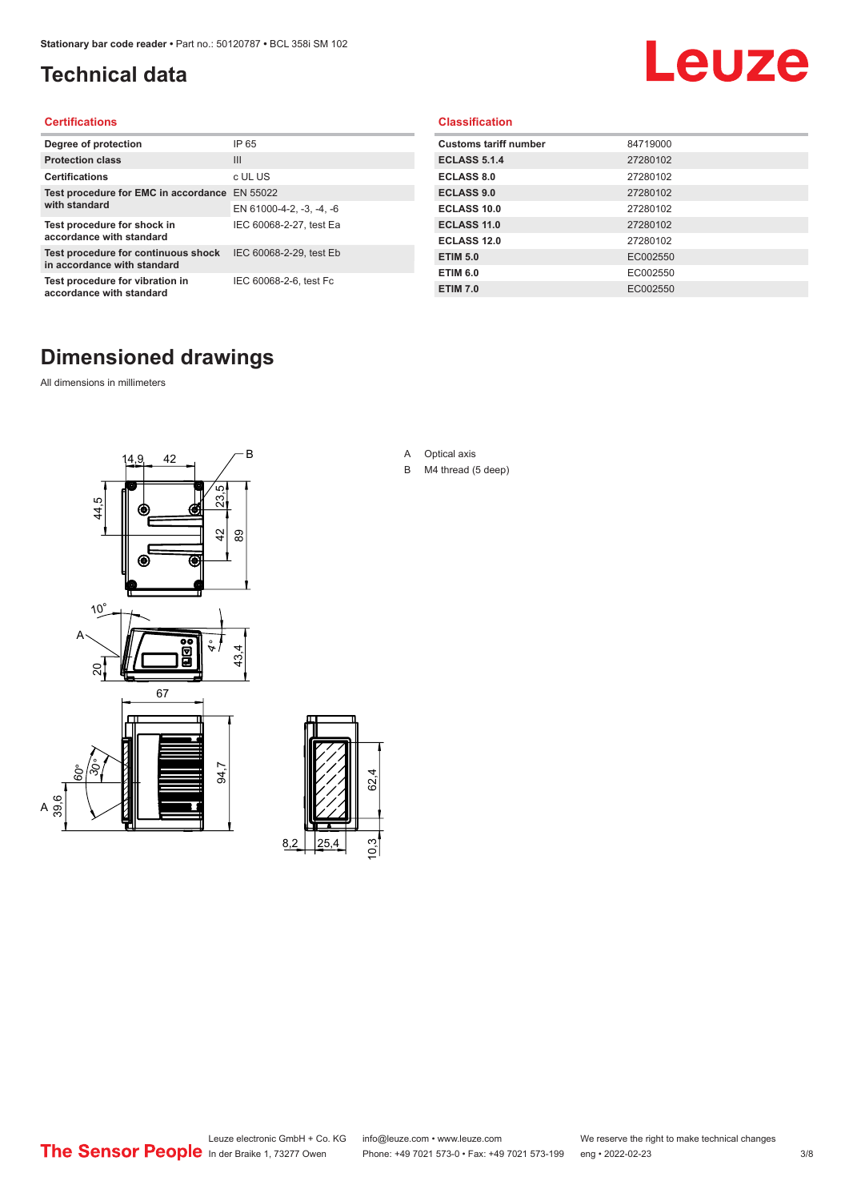# Technical data

## Certifications

| | |
|---|---|
| Degree of protection | IP 65 |
| Protection class | III |
| Certifications | c UL US |
| Test procedure for EMC in accordance with standard | EN 55022 |
| | EN 61000-4-2, -3, -4, -6 |
| Test procedure for shock in accordance with standard | IEC 60068-2-27, test Ea |
| Test procedure for continuous shock in accordance with standard | IEC 60068-2-29, test Eb |
| Test procedure for vibration in accordance with standard | IEC 60068-2-6, test Fc |

## Classification

| | |
|---|---|
| Customs tariff number | 84719000 |
| ECLASS 5.1.4 | 27280102 |
| ECLASS 8.0 | 27280102 |
| ECLASS 9.0 | 27280102 |
| ECLASS 10.0 | 27280102 |
| ECLASS 11.0 | 27280102 |
| ECLASS 12.0 | 27280102 |
| ETIM 5.0 | EC002550 |
| ETIM 6.0 | EC002550 |
| ETIM 7.0 | EC002550 |

# Dimensioned drawings

All dimensions in millimeters

A Optical axis

B M4 thread (5 deep)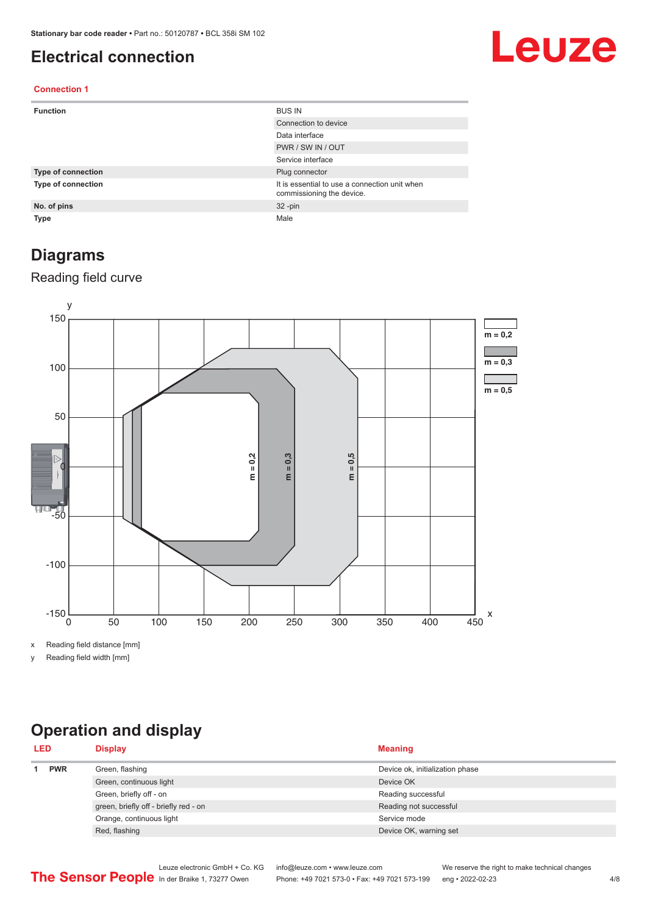## Electrical connection

### Connection 1

| | |
|---|---|
| **Function** | BUS IN |
| | Connection to device |
| | Data interface |
| | PWR / SW IN / OUT |
| | Service interface |
| **Type of connection** | Plug connector |
| **Type of connection** | It is essential to use a connection unit when commissioning the device. |
| **No. of pins** | 32 -pin |
| **Type** | Male |

## Diagrams

### Reading field curve

x Reading field distance [mm]

y Reading field width [mm]

## Operation and display

| LED | | Display | Meaning |
|---|---|---|---|
| 1 | PWR | Green, flashing | Device ok, initialization phase |
| | | Green, continuous light | Device OK |
| | | Green, briefly off - on | Reading successful |
| | | green, briefly off - briefly red - on | Reading not successful |
| | | Orange, continuous light | Service mode |
| | | Red, flashing | Device OK, warning set |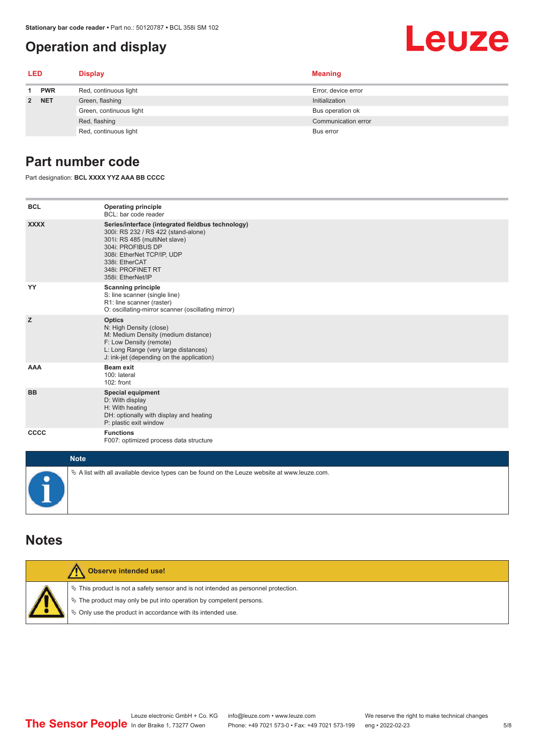# Operation and display

| LED | | Display | Meaning |
|---|---|---|---|
| 1 | PWR | Red, continuous light | Error, device error |
| 2 | NET | Green, flashing | Initialization |
| | | Green, continuous light | Bus operation ok |
| | | Red, flashing | Communication error |
| | | Red, continuous light | Bus error |

# Part number code

Part designation: **BCL XXXX YYZ AAA BB CCCC**

| | |
|---|---|
| **BCL** | **Operating principle**<br>BCL: bar code reader |
| **XXXX** | **Series/interface (integrated fieldbus technology)**<br>300i: RS 232 / RS 422 (stand-alone)<br>301i: RS 485 (multiNet slave)<br>304i: PROFIBUS DP<br>308i: EtherNet TCP/IP, UDP<br>338i: EtherCAT<br>348i: PROFINET RT<br>358i: EtherNet/IP |
| **YY** | **Scanning principle**<br>S: line scanner (single line)<br>R1: line scanner (raster)<br>O: oscillating-mirror scanner (oscillating mirror) |
| **Z** | **Optics**<br>N: High Density (close)<br>M: Medium Density (medium distance)<br>F: Low Density (remote)<br>L: Long Range (very large distances)<br>J: ink-jet (depending on the application) |
| **AAA** | **Beam exit**<br>100: lateral<br>102: front |
| **BB** | **Special equipment**<br>D: With display<br>H: With heating<br>DH: optionally with display and heating<br>P: plastic exit window |
| **CCCC** | **Functions**<br>F007: optimized process data structure |

**Note**

- A list with all available device types can be found on the Leuze website at www.leuze.com.

# Notes

**Observe intended use!**

- This product is not a safety sensor and is not intended as personnel protection.
- The product may only be put into operation by competent persons.
- Only use the product in accordance with its intended use.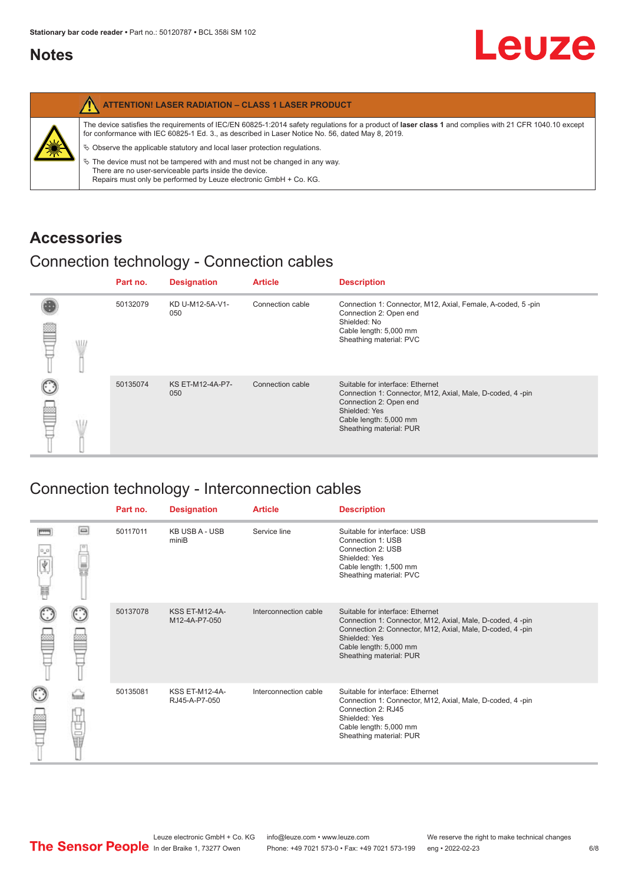## Notes

**ATTENTION! LASER RADIATION – CLASS 1 LASER PRODUCT**

The device satisfies the requirements of IEC/EN 60825-1:2014 safety regulations for a product of **laser class 1** and complies with 21 CFR 1040.10 except for conformance with IEC 60825-1 Ed. 3., as described in Laser Notice No. 56, dated May 8, 2019.

- Observe the applicable statutory and local laser protection regulations.
- The device must not be tampered with and must not be changed in any way.
  There are no user-serviceable parts inside the device.
  Repairs must only be performed by Leuze electronic GmbH + Co. KG.

# Accessories

## Connection technology - Connection cables

| Part no. | Designation | Article | Description |
|---|---|---|---|
| 50132079 | KD U-M12-5A-V1-050 | Connection cable | Connection 1: Connector, M12, Axial, Female, A-coded, 5 -pin<br>Connection 2: Open end<br>Shielded: No<br>Cable length: 5,000 mm<br>Sheathing material: PVC |
| 50135074 | KS ET-M12-4A-P7-050 | Connection cable | Suitable for interface: Ethernet<br>Connection 1: Connector, M12, Axial, Male, D-coded, 4 -pin<br>Connection 2: Open end<br>Shielded: Yes<br>Cable length: 5,000 mm<br>Sheathing material: PUR |

## Connection technology - Interconnection cables

| Part no. | Designation | Article | Description |
|---|---|---|---|
| 50117011 | KB USB A - USB miniB | Service line | Suitable for interface: USB<br>Connection 1: USB<br>Connection 2: USB<br>Shielded: Yes<br>Cable length: 1,500 mm<br>Sheathing material: PVC |
| 50137078 | KSS ET-M12-4A-M12-4A-P7-050 | Interconnection cable | Suitable for interface: Ethernet<br>Connection 1: Connector, M12, Axial, Male, D-coded, 4 -pin<br>Connection 2: Connector, M12, Axial, Male, D-coded, 4 -pin<br>Shielded: Yes<br>Cable length: 5,000 mm<br>Sheathing material: PUR |
| 50135081 | KSS ET-M12-4A-RJ45-A-P7-050 | Interconnection cable | Suitable for interface: Ethernet<br>Connection 1: Connector, M12, Axial, Male, D-coded, 4 -pin<br>Connection 2: RJ45<br>Shielded: Yes<br>Cable length: 5,000 mm<br>Sheathing material: PUR |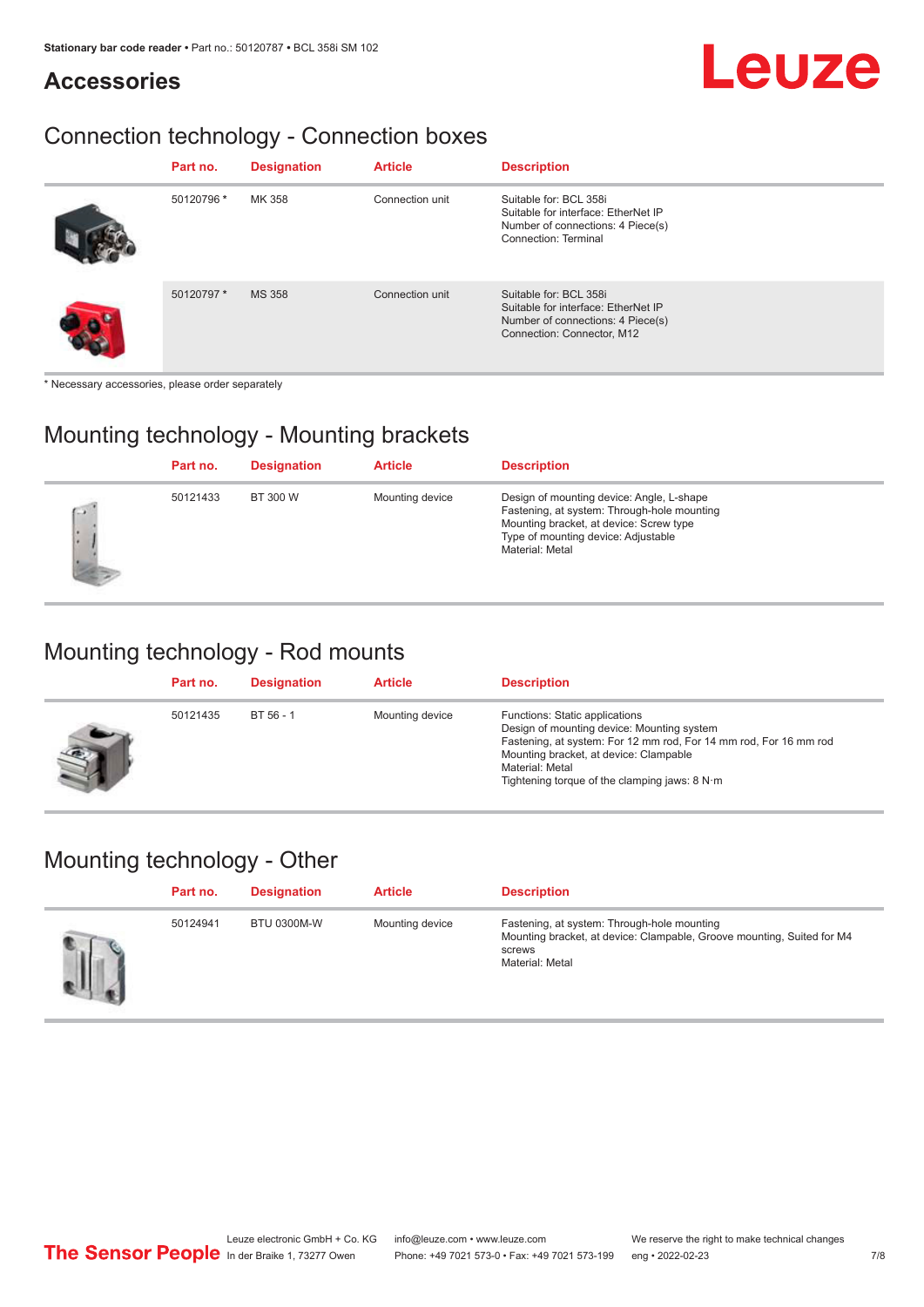## Accessories

### Connection technology - Connection boxes

| Part no. | Designation | Article | Description |
|---|---|---|---|
| 50120796 * | MK 358 | Connection unit | Suitable for: BCL 358i<br>Suitable for interface: EtherNet IP<br>Number of connections: 4 Piece(s)<br>Connection: Terminal |
| 50120797 * | MS 358 | Connection unit | Suitable for: BCL 358i<br>Suitable for interface: EtherNet IP<br>Number of connections: 4 Piece(s)<br>Connection: Connector, M12 |

* Necessary accessories, please order separately

### Mounting technology - Mounting brackets

| Part no. | Designation | Article | Description |
|---|---|---|---|
| 50121433 | BT 300 W | Mounting device | Design of mounting device: Angle, L-shape<br>Fastening, at system: Through-hole mounting<br>Mounting bracket, at device: Screw type<br>Type of mounting device: Adjustable<br>Material: Metal |

### Mounting technology - Rod mounts

| Part no. | Designation | Article | Description |
|---|---|---|---|
| 50121435 | BT 56 - 1 | Mounting device | Functions: Static applications<br>Design of mounting device: Mounting system<br>Fastening, at system: For 12 mm rod, For 14 mm rod, For 16 mm rod<br>Mounting bracket, at device: Clampable<br>Material: Metal<br>Tightening torque of the clamping jaws: 8 N·m |

### Mounting technology - Other

| Part no. | Designation | Article | Description |
|---|---|---|---|
| 50124941 | BTU 0300M-W | Mounting device | Fastening, at system: Through-hole mounting<br>Mounting bracket, at device: Clampable, Groove mounting, Suited for M4 screws<br>Material: Metal |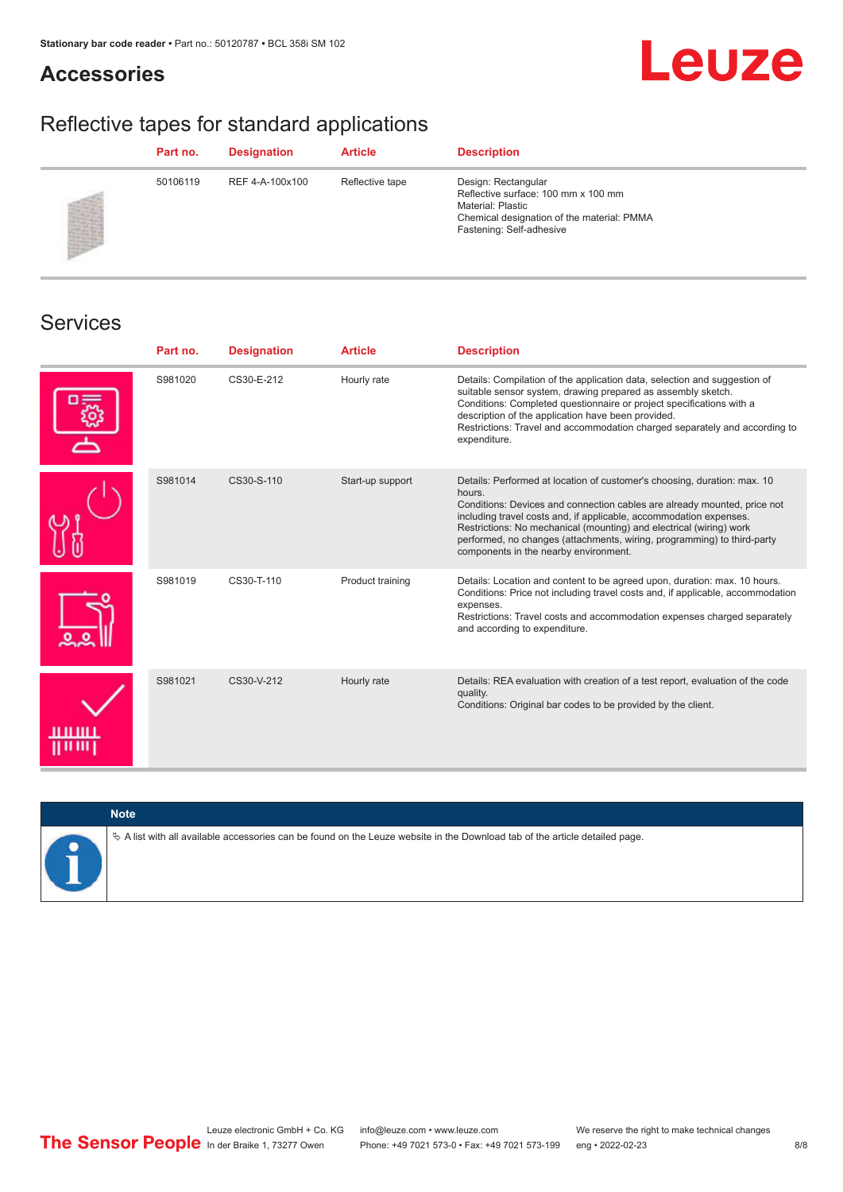## Accessories

# Reflective tapes for standard applications

| | Part no. | Designation | Article | Description |
|---|---|---|---|---|
| | 50106119 | REF 4-A-100x100 | Reflective tape | Design: Rectangular<br>Reflective surface: 100 mm x 100 mm<br>Material: Plastic<br>Chemical designation of the material: PMMA<br>Fastening: Self-adhesive |

# Services

| | Part no. | Designation | Article | Description |
|---|---|---|---|---|
| | S981020 | CS30-E-212 | Hourly rate | Details: Compilation of the application data, selection and suggestion of suitable sensor system, drawing prepared as assembly sketch.<br>Conditions: Completed questionnaire or project specifications with a description of the application have been provided.<br>Restrictions: Travel and accommodation charged separately and according to expenditure. |
| | S981014 | CS30-S-110 | Start-up support | Details: Performed at location of customer's choosing, duration: max. 10 hours.<br>Conditions: Devices and connection cables are already mounted, price not including travel costs and, if applicable, accommodation expenses.<br>Restrictions: No mechanical (mounting) and electrical (wiring) work performed, no changes (attachments, wiring, programming) to third-party components in the nearby environment. |
| | S981019 | CS30-T-110 | Product training | Details: Location and content to be agreed upon, duration: max. 10 hours.<br>Conditions: Price not including travel costs and, if applicable, accommodation expenses.<br>Restrictions: Travel costs and accommodation expenses charged separately and according to expenditure. |
| | S981021 | CS30-V-212 | Hourly rate | Details: REA evaluation with creation of a test report, evaluation of the code quality.<br>Conditions: Original bar codes to be provided by the client. |

**Note**

A list with all available accessories can be found on the Leuze website in the Download tab of the article detailed page.